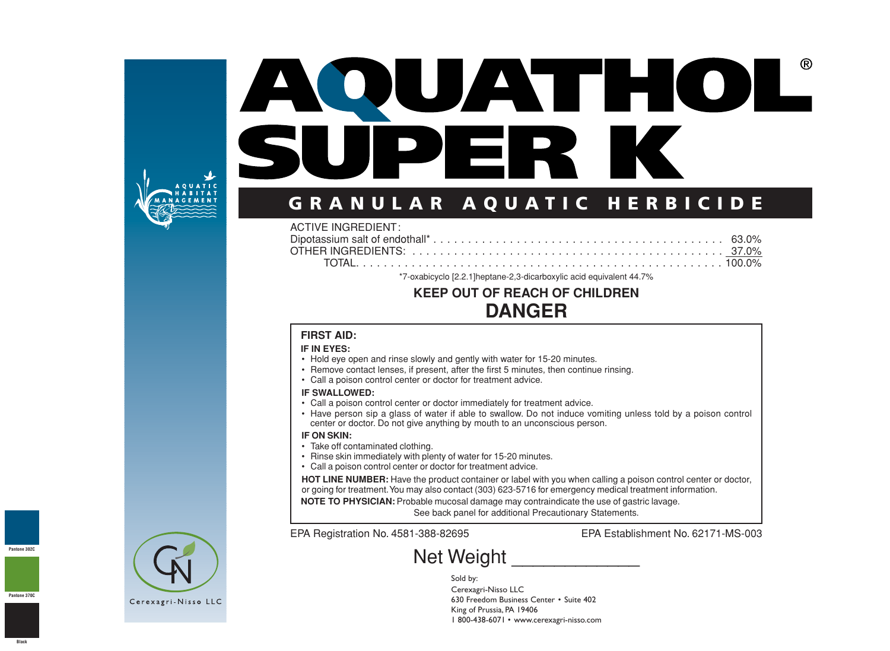# AQUATHOL® SUPER K

## GRANULAR AQUATIC HERBICIDE

AQUATIC HABITAT MANAGEMENT

| ACTIVE INGREDIENT: | |
|---|---|
| Dipotassium salt of endothall* | 63.0% |
| OTHER INGREDIENTS: | 37.0% |
| TOTAL | 100.0% |

*7-oxabicyclo [2.2.1]heptane-2,3-dicarboxylic acid equivalent 44.7%

**KEEP OUT OF REACH OF CHILDREN**

## DANGER

**FIRST AID:**

**IF IN EYES:**
- Hold eye open and rinse slowly and gently with water for 15-20 minutes.
- Remove contact lenses, if present, after the first 5 minutes, then continue rinsing.
- Call a poison control center or doctor for treatment advice.

**IF SWALLOWED:**
- Call a poison control center or doctor immediately for treatment advice.
- Have person sip a glass of water if able to swallow. Do not induce vomiting unless told by a poison control center or doctor. Do not give anything by mouth to an unconscious person.

**IF ON SKIN:**
- Take off contaminated clothing.
- Rinse skin immediately with plenty of water for 15-20 minutes.
- Call a poison control center or doctor for treatment advice.

**HOT LINE NUMBER:** Have the product container or label with you when calling a poison control center or doctor, or going for treatment. You may also contact (303) 623-5716 for emergency medical treatment information.

**NOTE TO PHYSICIAN:** Probable mucosal damage may contraindicate the use of gastric lavage.

See back panel for additional Precautionary Statements.

EPA Registration No. 4581-388-82695

EPA Establishment No. 62171-MS-003

Net Weight ______________

Sold by:
Cerexagri-Nisso LLC
630 Freedom Business Center • Suite 402
King of Prussia, PA 19406
1 800-438-6071 • www.cerexagri-nisso.com

Cerexagri-Nisso LLC

Pantone 302C

Pantone 370C

Black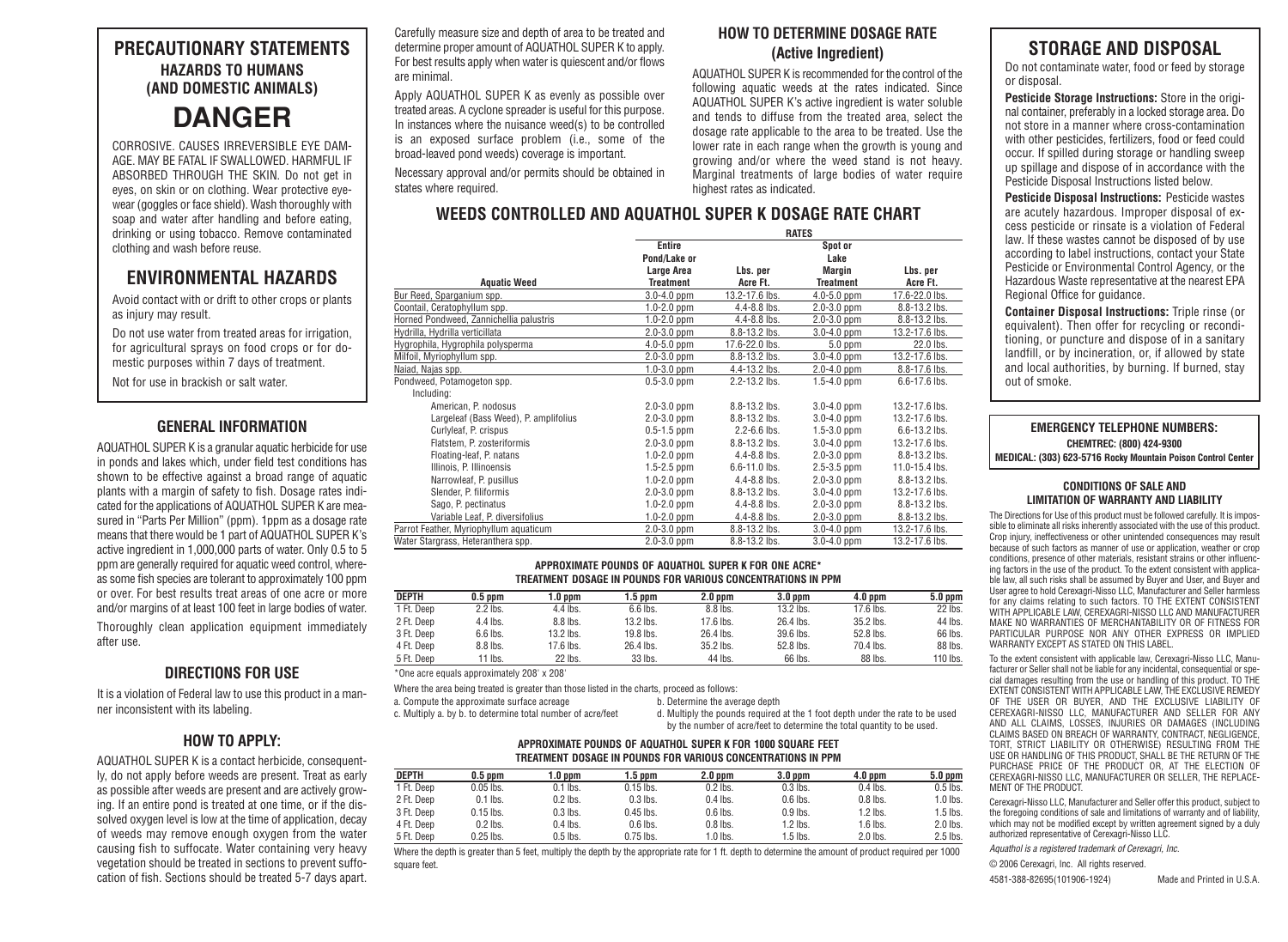## PRECAUTIONARY STATEMENTS

### HAZARDS TO HUMANS (AND DOMESTIC ANIMALS)

# DANGER

CORROSIVE. CAUSES IRREVERSIBLE EYE DAMAGE. MAY BE FATAL IF SWALLOWED. HARMFUL IF ABSORBED THROUGH THE SKIN. Do not get in eyes, on skin or on clothing. Wear protective eyewear (goggles or face shield). Wash thoroughly with soap and water after handling and before eating, drinking or using tobacco. Remove contaminated clothing and wash before reuse.

## ENVIRONMENTAL HAZARDS

Avoid contact with or drift to other crops or plants as injury may result.

Do not use water from treated areas for irrigation, for agricultural sprays on food crops or for domestic purposes within 7 days of treatment.

Not for use in brackish or salt water.

### GENERAL INFORMATION

AQUATHOL SUPER K is a granular aquatic herbicide for use in ponds and lakes which, under field test conditions has shown to be effective against a broad range of aquatic plants with a margin of safety to fish. Dosage rates indicated for the applications of AQUATHOL SUPER K are measured in "Parts Per Million" (ppm). 1ppm as a dosage rate means that there would be 1 part of AQUATHOL SUPER K's active ingredient in 1,000,000 parts of water. Only 0.5 to 5 ppm are generally required for aquatic weed control, whereas some fish species are tolerant to approximately 100 ppm or over. For best results treat areas of one acre or more and/or margins of at least 100 feet in large bodies of water.

Thoroughly clean application equipment immediately after use.

### DIRECTIONS FOR USE

It is a violation of Federal law to use this product in a manner inconsistent with its labeling.

### HOW TO APPLY:

AQUATHOL SUPER K is a contact herbicide, consequently, do not apply before weeds are present. Treat as early as possible after weeds are present and are actively growing. If an entire pond is treated at one time, or if the dissolved oxygen level is low at the time of application, decay of weeds may remove enough oxygen from the water causing fish to suffocate. Water containing very heavy vegetation should be treated in sections to prevent suffocation of fish. Sections should be treated 5-7 days apart.

Carefully measure size and depth of area to be treated and determine proper amount of AQUATHOL SUPER K to apply. For best results apply when water is quiescent and/or flows are minimal.

Apply AQUATHOL SUPER K as evenly as possible over treated areas. A cyclone spreader is useful for this purpose. In instances where the nuisance weed(s) to be controlled is an exposed surface problem (i.e., some of the broad-leaved pond weeds) coverage is important.

Necessary approval and/or permits should be obtained in states where required.

### HOW TO DETERMINE DOSAGE RATE (Active Ingredient)

AQUATHOL SUPER K is recommended for the control of the following aquatic weeds at the rates indicated. Since AQUATHOL SUPER K's active ingredient is water soluble and tends to diffuse from the treated area, select the dosage rate applicable to the area to be treated. Use the lower rate in each range when the growth is young and growing and/or where the weed stand is not heavy. Marginal treatments of large bodies of water require highest rates as indicated.

## WEEDS CONTROLLED AND AQUATHOL SUPER K DOSAGE RATE CHART

| | RATES | | | |
|---|---|---|---|---|
| **Aquatic Weed** | **Entire Pond/Lake or Large Area Treatment** | **Lbs. per Acre Ft.** | **Spot or Lake Margin Treatment** | **Lbs. per Acre Ft.** |
| Bur Reed, Sparganium spp. | 3.0-4.0 ppm | 13.2-17.6 lbs. | 4.0-5.0 ppm | 17.6-22.0 lbs. |
| Coontail, Ceratophyllum spp. | 1.0-2.0 ppm | 4.4-8.8 lbs. | 2.0-3.0 ppm | 8.8-13.2 lbs. |
| Horned Pondweed, Zannichellia palustris | 1.0-2.0 ppm | 4.4-8.8 lbs. | 2.0-3.0 ppm | 8.8-13.2 lbs. |
| Hydrilla, Hydrilla verticillata | 2.0-3.0 ppm | 8.8-13.2 lbs. | 3.0-4.0 ppm | 13.2-17.6 lbs. |
| Hygrophila, Hygrophila polysperma | 4.0-5.0 ppm | 17.6-22.0 lbs. | 5.0 ppm | 22.0 lbs. |
| Milfoil, Myriophyllum spp. | 2.0-3.0 ppm | 8.8-13.2 lbs. | 3.0-4.0 ppm | 13.2-17.6 lbs. |
| Naiad, Najas spp. | 1.0-3.0 ppm | 4.4-13.2 lbs. | 2.0-4.0 ppm | 8.8-17.6 lbs. |
| Pondweed, Potamogeton spp. | 0.5-3.0 ppm | 2.2-13.2 lbs. | 1.5-4.0 ppm | 6.6-17.6 lbs. |
| Including: | | | | |
| American, P. nodosus | 2.0-3.0 ppm | 8.8-13.2 lbs. | 3.0-4.0 ppm | 13.2-17.6 lbs. |
| Largeleaf (Bass Weed), P. amplifolius | 2.0-3.0 ppm | 8.8-13.2 lbs. | 3.0-4.0 ppm | 13.2-17.6 lbs. |
| Curlyleaf, P. crispus | 0.5-1.5 ppm | 2.2-6.6 lbs. | 1.5-3.0 ppm | 6.6-13.2 lbs. |
| Flatstem, P. zosteriformis | 2.0-3.0 ppm | 8.8-13.2 lbs. | 3.0-4.0 ppm | 13.2-17.6 lbs. |
| Floating-leaf, P. natans | 1.0-2.0 ppm | 4.4-8.8 lbs. | 2.0-3.0 ppm | 8.8-13.2 lbs. |
| Illinois, P. Illinoensis | 1.5-2.5 ppm | 6.6-11.0 lbs. | 2.5-3.5 ppm | 11.0-15.4 lbs. |
| Narrowleaf, P. pusillus | 1.0-2.0 ppm | 4.4-8.8 lbs. | 2.0-3.0 ppm | 8.8-13.2 lbs. |
| Slender, P. filiformis | 2.0-3.0 ppm | 8.8-13.2 lbs. | 3.0-4.0 ppm | 13.2-17.6 lbs. |
| Sago, P. pectinatus | 1.0-2.0 ppm | 4.4-8.8 lbs. | 2.0-3.0 ppm | 8.8-13.2 lbs. |
| Variable Leaf, P. diversifolius | 1.0-2.0 ppm | 4.4-8.8 lbs. | 2.0-3.0 ppm | 8.8-13.2 lbs. |
| Parrot Feather, Myriophyllum aquaticum | 2.0-3.0 ppm | 8.8-13.2 lbs. | 3.0-4.0 ppm | 13.2-17.6 lbs. |
| Water Stargrass, Heteranthera spp. | 2.0-3.0 ppm | 8.8-13.2 lbs. | 3.0-4.0 ppm | 13.2-17.6 lbs. |

**APPROXIMATE POUNDS OF AQUATHOL SUPER K FOR ONE ACRE\***
**TREATMENT DOSAGE IN POUNDS FOR VARIOUS CONCENTRATIONS IN PPM**

| DEPTH | 0.5 ppm | 1.0 ppm | 1.5 ppm | 2.0 ppm | 3.0 ppm | 4.0 ppm | 5.0 ppm |
|---|---|---|---|---|---|---|---|
| 1 Ft. Deep | 2.2 lbs. | 4.4 lbs. | 6.6 lbs. | 8.8 lbs. | 13.2 lbs. | 17.6 lbs. | 22 lbs. |
| 2 Ft. Deep | 4.4 lbs. | 8.8 lbs. | 13.2 lbs. | 17.6 lbs. | 26.4 lbs. | 35.2 lbs. | 44 lbs. |
| 3 Ft. Deep | 6.6 lbs. | 13.2 lbs. | 19.8 lbs. | 26.4 lbs. | 39.6 lbs. | 52.8 lbs. | 66 lbs. |
| 4 Ft. Deep | 8.8 lbs. | 17.6 lbs. | 26.4 lbs. | 35.2 lbs. | 52.8 lbs. | 70.4 lbs. | 88 lbs. |
| 5 Ft. Deep | 11 lbs. | 22 lbs. | 33 lbs. | 44 lbs. | 66 lbs. | 88 lbs. | 110 lbs. |

\*One acre equals approximately 208' x 208'

Where the area being treated is greater than those listed in the charts, proceed as follows:

a. Compute the approximate surface acreage
b. Determine the average depth
c. Multiply a. by b. to determine total number of acre/feet
d. Multiply the pounds required at the 1 foot depth under the rate to be used by the number of acre/feet to determine the total quantity to be used.

**APPROXIMATE POUNDS OF AQUATHOL SUPER K FOR 1000 SQUARE FEET**
**TREATMENT DOSAGE IN POUNDS FOR VARIOUS CONCENTRATIONS IN PPM**

| DEPTH | 0.5 ppm | 1.0 ppm | 1.5 ppm | 2.0 ppm | 3.0 ppm | 4.0 ppm | 5.0 ppm |
|---|---|---|---|---|---|---|---|
| 1 Ft. Deep | 0.05 lbs. | 0.1 lbs. | 0.15 lbs. | 0.2 lbs. | 0.3 lbs. | 0.4 lbs. | 0.5 lbs. |
| 2 Ft. Deep | 0.1 lbs. | 0.2 lbs. | 0.3 lbs. | 0.4 lbs. | 0.6 lbs. | 0.8 lbs. | 1.0 lbs. |
| 3 Ft. Deep | 0.15 lbs. | 0.3 lbs. | 0.45 lbs. | 0.6 lbs. | 0.9 lbs. | 1.2 lbs. | 1.5 lbs. |
| 4 Ft. Deep | 0.2 lbs. | 0.4 lbs. | 0.6 lbs. | 0.8 lbs. | 1.2 lbs. | 1.6 lbs. | 2.0 lbs. |
| 5 Ft. Deep | 0.25 lbs. | 0.5 lbs. | 0.75 lbs. | 1.0 lbs. | 1.5 lbs. | 2.0 lbs. | 2.5 lbs. |

Where the depth is greater than 5 feet, multiply the depth by the appropriate rate for 1 ft. depth to determine the amount of product required per 1000 square feet.

## STORAGE AND DISPOSAL

Do not contaminate water, food or feed by storage or disposal.

**Pesticide Storage Instructions:** Store in the original container, preferably in a locked storage area. Do not store in a manner where cross-contamination with other pesticides, fertilizers, food or feed could occur. If spilled during storage or handling sweep up spillage and dispose of in accordance with the Pesticide Disposal Instructions listed below.

**Pesticide Disposal Instructions:** Pesticide wastes are acutely hazardous. Improper disposal of excess pesticide or rinsate is a violation of Federal law. If these wastes cannot be disposed of by use according to label instructions, contact your State Pesticide or Environmental Control Agency, or the Hazardous Waste representative at the nearest EPA Regional Office for guidance.

**Container Disposal Instructions:** Triple rinse (or equivalent). Then offer for recycling or reconditioning, or puncture and dispose of in a sanitary landfill, or by incineration, or, if allowed by state and local authorities, by burning. If burned, stay out of smoke.

**EMERGENCY TELEPHONE NUMBERS:**
**CHEMTREC: (800) 424-9300**
**MEDICAL: (303) 623-5716 Rocky Mountain Poison Control Center**

**CONDITIONS OF SALE AND LIMITATION OF WARRANTY AND LIABILITY**

The Directions for Use of this product must be followed carefully. It is impossible to eliminate all risks inherently associated with the use of this product. Crop injury, ineffectiveness or other unintended consequences may result because of such factors as manner of use or application, weather or crop conditions, presence of other materials, resistant strains or other influencing factors in the use of the product. To the extent consistent with applicable law, all such risks shall be assumed by Buyer and User, and Buyer and User agree to hold Cerexagri-Nisso LLC, Manufacturer and Seller harmless for any claims relating to such factors. TO THE EXTENT CONSISTENT WITH APPLICABLE LAW, CEREXAGRI-NISSO LLC AND MANUFACTURER MAKE NO WARRANTIES OF MERCHANTABILITY OR OF FITNESS FOR PARTICULAR PURPOSE NOR ANY OTHER EXPRESS OR IMPLIED WARRANTY EXCEPT AS STATED ON THIS LABEL.

To the extent consistent with applicable law, Cerexagri-Nisso LLC, Manufacturer or Seller shall not be liable for any incidental, consequential or special damages resulting from the use or handling of this product. TO THE EXTENT CONSISTENT WITH APPLICABLE LAW, THE EXCLUSIVE REMEDY OF THE USER OR BUYER, AND THE EXCLUSIVE LIABILITY OF CEREXAGRI-NISSO LLC, MANUFACTURER AND SELLER FOR ANY AND ALL CLAIMS, LOSSES, INJURIES OR DAMAGES (INCLUDING CLAIMS BASED ON BREACH OF WARRANTY, CONTRACT, NEGLIGENCE, TORT, STRICT LIABILITY OR OTHERWISE) RESULTING FROM THE USE OR HANDLING OF THIS PRODUCT, SHALL BE THE RETURN OF THE PURCHASE PRICE OF THE PRODUCT OR, AT THE ELECTION OF CEREXAGRI-NISSO LLC, MANUFACTURER OR SELLER, THE REPLACEMENT OF THE PRODUCT.

Cerexagri-Nisso LLC, Manufacturer and Seller offer this product, subject to the foregoing conditions of sale and limitations of warranty and of liability, which may not be modified except by written agreement signed by a duly authorized representative of Cerexagri-Nisso LLC.

*Aquathol is a registered trademark of Cerexagri, Inc.*

© 2006 Cerexagri, Inc. All rights reserved.

4581-388-82695(101906-1924) Made and Printed in U.S.A.